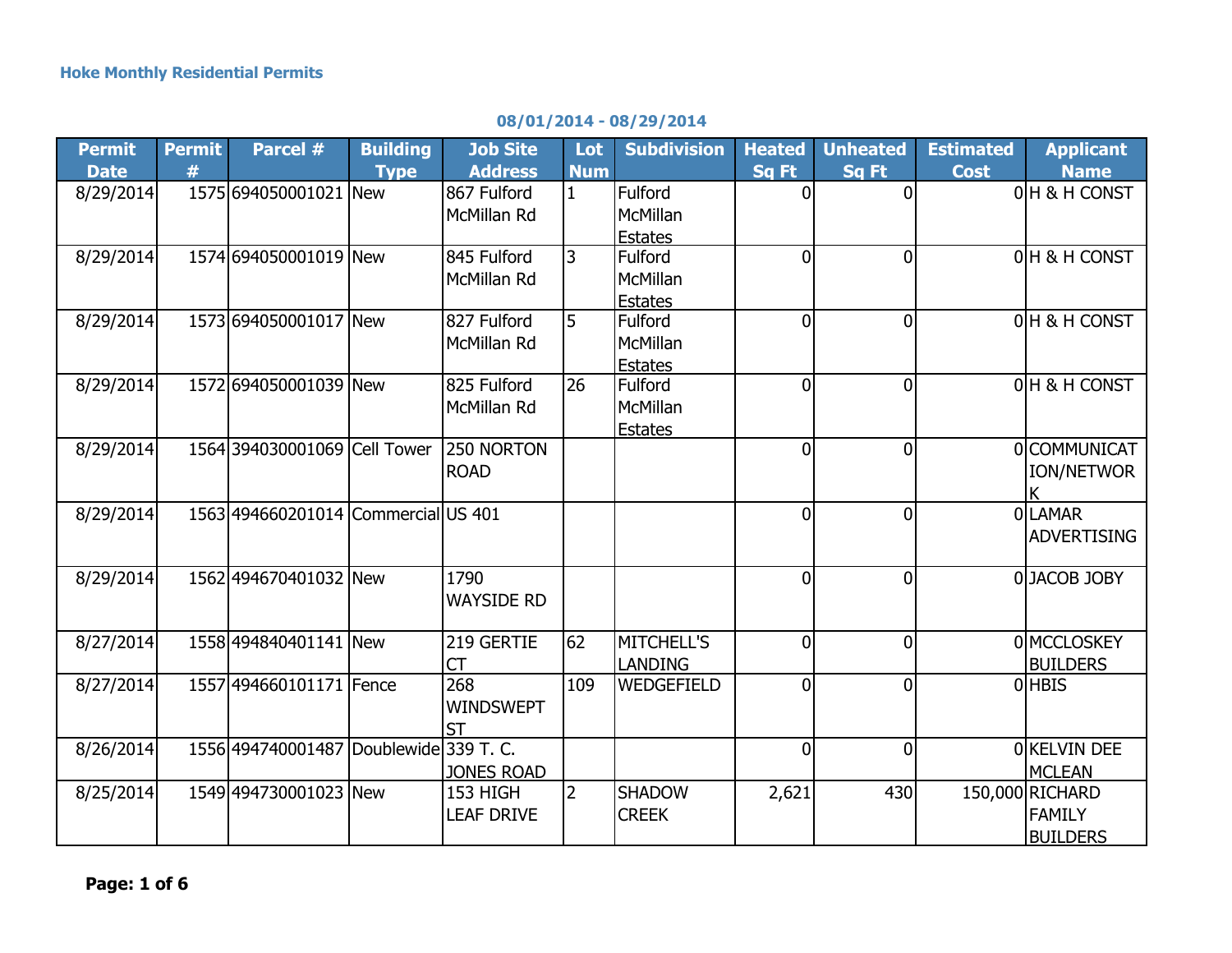**Hoke Monthly Residential Permits**

**08/01/2014 - 08/29/2014**

| Permit Date | Permit # | Parcel # | Building Type | Job Site Address | Lot Num | Subdivision | Heated Sq Ft | Unheated Sq Ft | Estimated Cost | Applicant Name |
|---|---|---|---|---|---|---|---|---|---|---|
| 8/29/2014 | 1575 | 694050001021 | New | 867 Fulford McMillan Rd | 1 | Fulford McMillan Estates | 0 | 0 | 0 | H & H CONST |
| 8/29/2014 | 1574 | 694050001019 | New | 845 Fulford McMillan Rd | 3 | Fulford McMillan Estates | 0 | 0 | 0 | H & H CONST |
| 8/29/2014 | 1573 | 694050001017 | New | 827 Fulford McMillan Rd | 5 | Fulford McMillan Estates | 0 | 0 | 0 | H & H CONST |
| 8/29/2014 | 1572 | 694050001039 | New | 825 Fulford McMillan Rd | 26 | Fulford McMillan Estates | 0 | 0 | 0 | H & H CONST |
| 8/29/2014 | 1564 | 394030001069 | Cell Tower | 250 NORTON ROAD | | | 0 | 0 | 0 | COMMUNICATION/NETWORK |
| 8/29/2014 | 1563 | 494660201014 | Commercial | US 401 | | | 0 | 0 | 0 | LAMAR ADVERTISING |
| 8/29/2014 | 1562 | 494670401032 | New | 1790 WAYSIDE RD | | | 0 | 0 | 0 | JACOB JOBY |
| 8/27/2014 | 1558 | 494840401141 | New | 219 GERTIE CT | 62 | MITCHELL'S LANDING | 0 | 0 | 0 | MCCLOSKEY BUILDERS |
| 8/27/2014 | 1557 | 494660101171 | Fence | 268 WINDSWEPT ST | 109 | WEDGEFIELD | 0 | 0 | 0 | HBIS |
| 8/26/2014 | 1556 | 494740001487 | Doublewide | 339 T. C. JONES ROAD | | | 0 | 0 | 0 | KELVIN DEE MCLEAN |
| 8/25/2014 | 1549 | 494730001023 | New | 153 HIGH LEAF DRIVE | 2 | SHADOW CREEK | 2,621 | 430 | 150,000 | RICHARD FAMILY BUILDERS |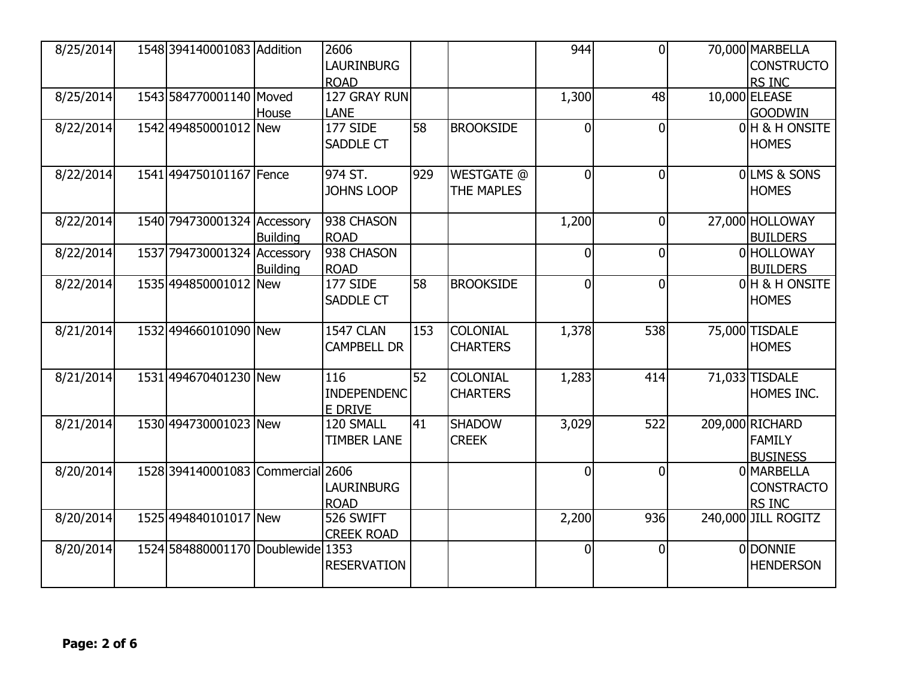| | | | | | | | | | | |
|---|---|---|---|---|---|---|---|---|---|---|
| 8/25/2014 | 1548 | 394140001083 | Addition | 2606 LAURINBURG ROAD | | | 944 | 0 | 70,000 | MARBELLA CONSTRUCTORS INC |
| 8/25/2014 | 1543 | 584770001140 | Moved House | 127 GRAY RUN LANE | | | 1,300 | 48 | 10,000 | ELEASE GOODWIN |
| 8/22/2014 | 1542 | 494850001012 | New | 177 SIDE SADDLE CT | 58 | BROOKSIDE | 0 | 0 | 0 | H & H ONSITE HOMES |
| 8/22/2014 | 1541 | 494750101167 | Fence | 974 ST. JOHNS LOOP | 929 | WESTGATE @ THE MAPLES | 0 | 0 | 0 | LMS & SONS HOMES |
| 8/22/2014 | 1540 | 794730001324 | Accessory Building | 938 CHASON ROAD | | | 1,200 | 0 | 27,000 | HOLLOWAY BUILDERS |
| 8/22/2014 | 1537 | 794730001324 | Accessory Building | 938 CHASON ROAD | | | 0 | 0 | 0 | HOLLOWAY BUILDERS |
| 8/22/2014 | 1535 | 494850001012 | New | 177 SIDE SADDLE CT | 58 | BROOKSIDE | 0 | 0 | 0 | H & H ONSITE HOMES |
| 8/21/2014 | 1532 | 494660101090 | New | 1547 CLAN CAMPBELL DR | 153 | COLONIAL CHARTERS | 1,378 | 538 | 75,000 | TISDALE HOMES |
| 8/21/2014 | 1531 | 494670401230 | New | 116 INDEPENDENCE DRIVE | 52 | COLONIAL CHARTERS | 1,283 | 414 | 71,033 | TISDALE HOMES INC. |
| 8/21/2014 | 1530 | 494730001023 | New | 120 SMALL TIMBER LANE | 41 | SHADOW CREEK | 3,029 | 522 | 209,000 | RICHARD FAMILY BUSINESS |
| 8/20/2014 | 1528 | 394140001083 | Commercial | 2606 LAURINBURG ROAD | | | 0 | 0 | 0 | MARBELLA CONSTRUCTORS INC |
| 8/20/2014 | 1525 | 494840101017 | New | 526 SWIFT CREEK ROAD | | | 2,200 | 936 | 240,000 | JILL ROGITZ |
| 8/20/2014 | 1524 | 584880001170 | Doublewide | 1353 RESERVATION | | | 0 | 0 | 0 | DONNIE HENDERSON |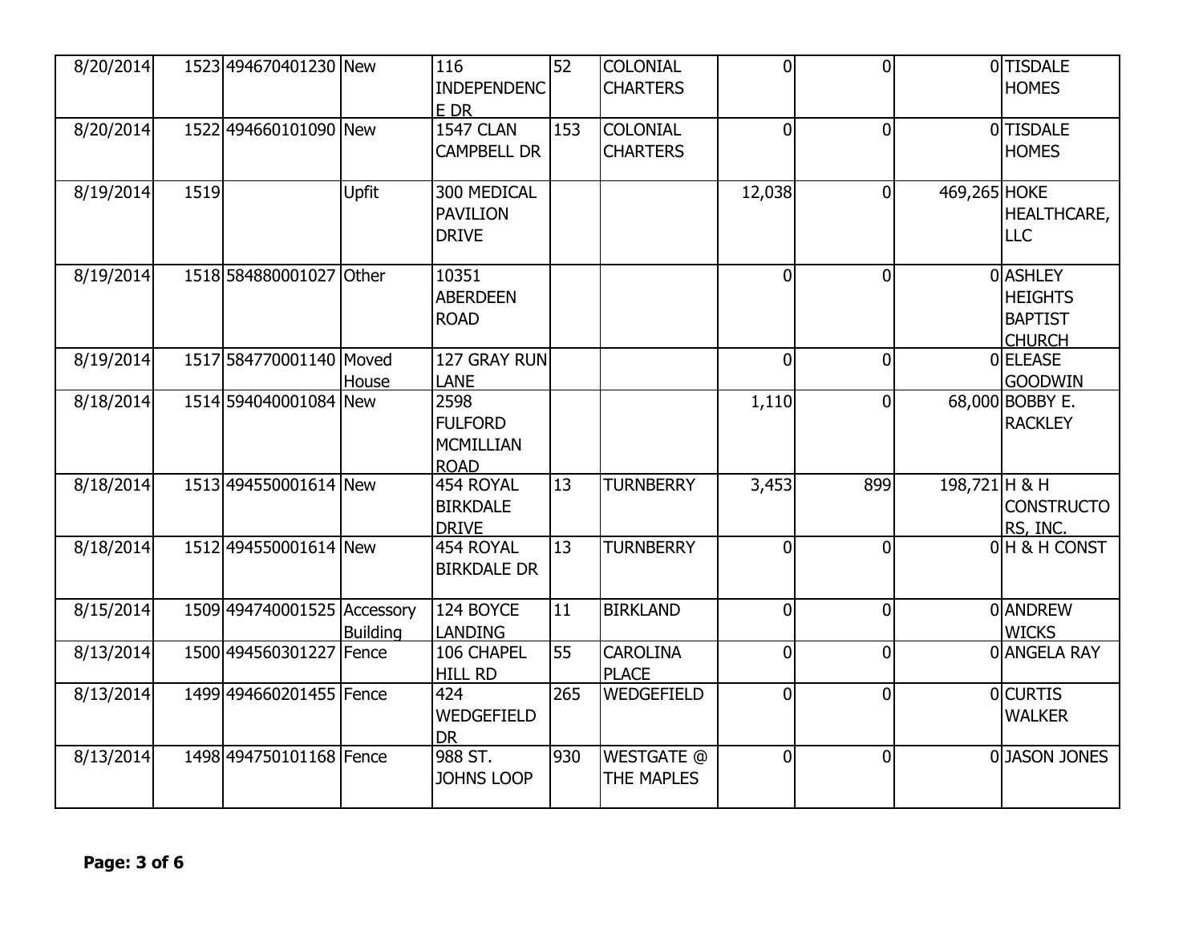| | | | | | | | | | | |
|---|---|---|---|---|---|---|---|---|---|---|
| 8/20/2014 | 1523 | 494670401230 | New | 116 INDEPENDENCE DR | 52 | COLONIAL CHARTERS | 0 | 0 | 0 | TISDALE HOMES |
| 8/20/2014 | 1522 | 494660101090 | New | 1547 CLAN CAMPBELL DR | 153 | COLONIAL CHARTERS | 0 | 0 | 0 | TISDALE HOMES |
| 8/19/2014 | 1519 | | Upfit | 300 MEDICAL PAVILION DRIVE | | | 12,038 | 0 | 469,265 | HOKE HEALTHCARE, LLC |
| 8/19/2014 | 1518 | 584880001027 | Other | 10351 ABERDEEN ROAD | | | 0 | 0 | 0 | ASHLEY HEIGHTS BAPTIST CHURCH |
| 8/19/2014 | 1517 | 584770001140 | Moved House | 127 GRAY RUN LANE | | | 0 | 0 | 0 | ELEASE GOODWIN |
| 8/18/2014 | 1514 | 594040001084 | New | 2598 FULFORD MCMILLIAN ROAD | | | 1,110 | 0 | 68,000 | BOBBY E. RACKLEY |
| 8/18/2014 | 1513 | 494550001614 | New | 454 ROYAL BIRKDALE DRIVE | 13 | TURNBERRY | 3,453 | 899 | 198,721 | H & H CONSTRUCTORS, INC. |
| 8/18/2014 | 1512 | 494550001614 | New | 454 ROYAL BIRKDALE DR | 13 | TURNBERRY | 0 | 0 | 0 | H & H CONST |
| 8/15/2014 | 1509 | 494740001525 | Accessory Building | 124 BOYCE LANDING | 11 | BIRKLAND | 0 | 0 | 0 | ANDREW WICKS |
| 8/13/2014 | 1500 | 494560301227 | Fence | 106 CHAPEL HILL RD | 55 | CAROLINA PLACE | 0 | 0 | 0 | ANGELA RAY |
| 8/13/2014 | 1499 | 494660201455 | Fence | 424 WEDGEFIELD DR | 265 | WEDGEFIELD | 0 | 0 | 0 | CURTIS WALKER |
| 8/13/2014 | 1498 | 494750101168 | Fence | 988 ST. JOHNS LOOP | 930 | WESTGATE @ THE MAPLES | 0 | 0 | 0 | JASON JONES |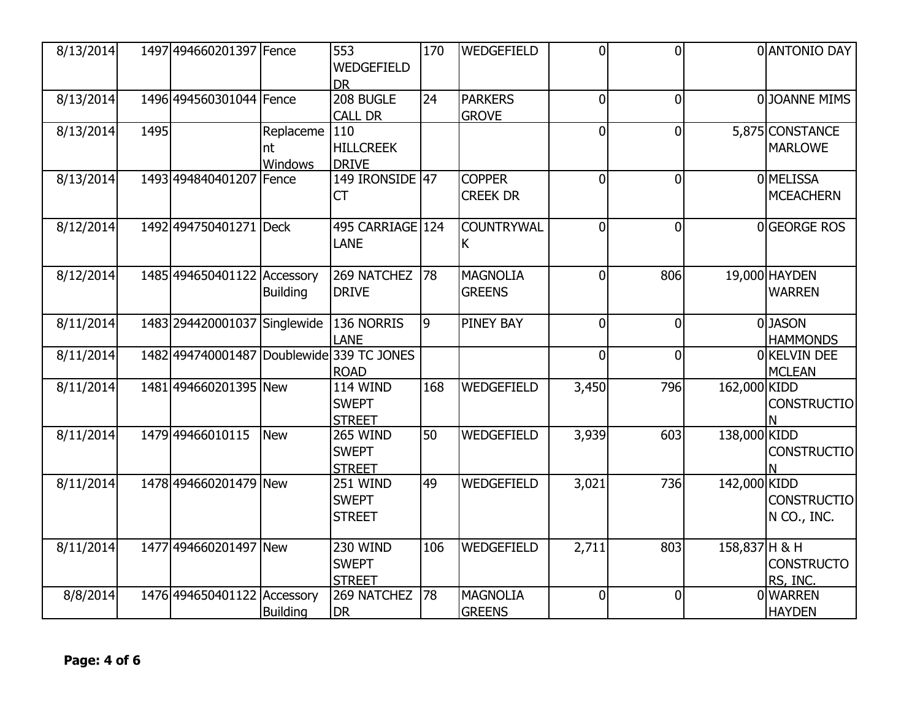| | | | | | | | | | | |
|---|---|---|---|---|---|---|---|---|---|---|
| 8/13/2014 | 1497 | 494660201397 | Fence | 553 WEDGEFIELD DR | 170 | WEDGEFIELD | 0 | 0 | 0 | ANTONIO DAY |
| 8/13/2014 | 1496 | 494560301044 | Fence | 208 BUGLE CALL DR | 24 | PARKERS GROVE | 0 | 0 | 0 | JOANNE MIMS |
| 8/13/2014 | 1495 | | Replacement Windows | 110 HILLCREEK DRIVE | | | 0 | 0 | 5,875 | CONSTANCE MARLOWE |
| 8/13/2014 | 1493 | 494840401207 | Fence | 149 IRONSIDE CT | 47 | COPPER CREEK DR | 0 | 0 | 0 | MELISSA MCEACHERN |
| 8/12/2014 | 1492 | 494750401271 | Deck | 495 CARRIAGE LANE | 124 | COUNTRYWALK | 0 | 0 | 0 | GEORGE ROS |
| 8/12/2014 | 1485 | 494650401122 | Accessory Building | 269 NATCHEZ DRIVE | 78 | MAGNOLIA GREENS | 0 | 806 | 19,000 | HAYDEN WARREN |
| 8/11/2014 | 1483 | 294420001037 | Singlewide | 136 NORRIS LANE | 9 | PINEY BAY | 0 | 0 | 0 | JASON HAMMONDS |
| 8/11/2014 | 1482 | 494740001487 | Doublewide | 339 TC JONES ROAD | | | 0 | 0 | 0 | KELVIN DEE MCLEAN |
| 8/11/2014 | 1481 | 494660201395 | New | 114 WIND SWEPT STREET | 168 | WEDGEFIELD | 3,450 | 796 | 162,000 | KIDD CONSTRUCTION |
| 8/11/2014 | 1479 | 49466010115 | New | 265 WIND SWEPT STREET | 50 | WEDGEFIELD | 3,939 | 603 | 138,000 | KIDD CONSTRUCTION |
| 8/11/2014 | 1478 | 494660201479 | New | 251 WIND SWEPT STREET | 49 | WEDGEFIELD | 3,021 | 736 | 142,000 | KIDD CONSTRUCTION CO., INC. |
| 8/11/2014 | 1477 | 494660201497 | New | 230 WIND SWEPT STREET | 106 | WEDGEFIELD | 2,711 | 803 | 158,837 | H & H CONSTRUCTORS, INC. |
| 8/8/2014 | 1476 | 494650401122 | Accessory Building | 269 NATCHEZ DR | 78 | MAGNOLIA GREENS | 0 | 0 | 0 | WARREN HAYDEN |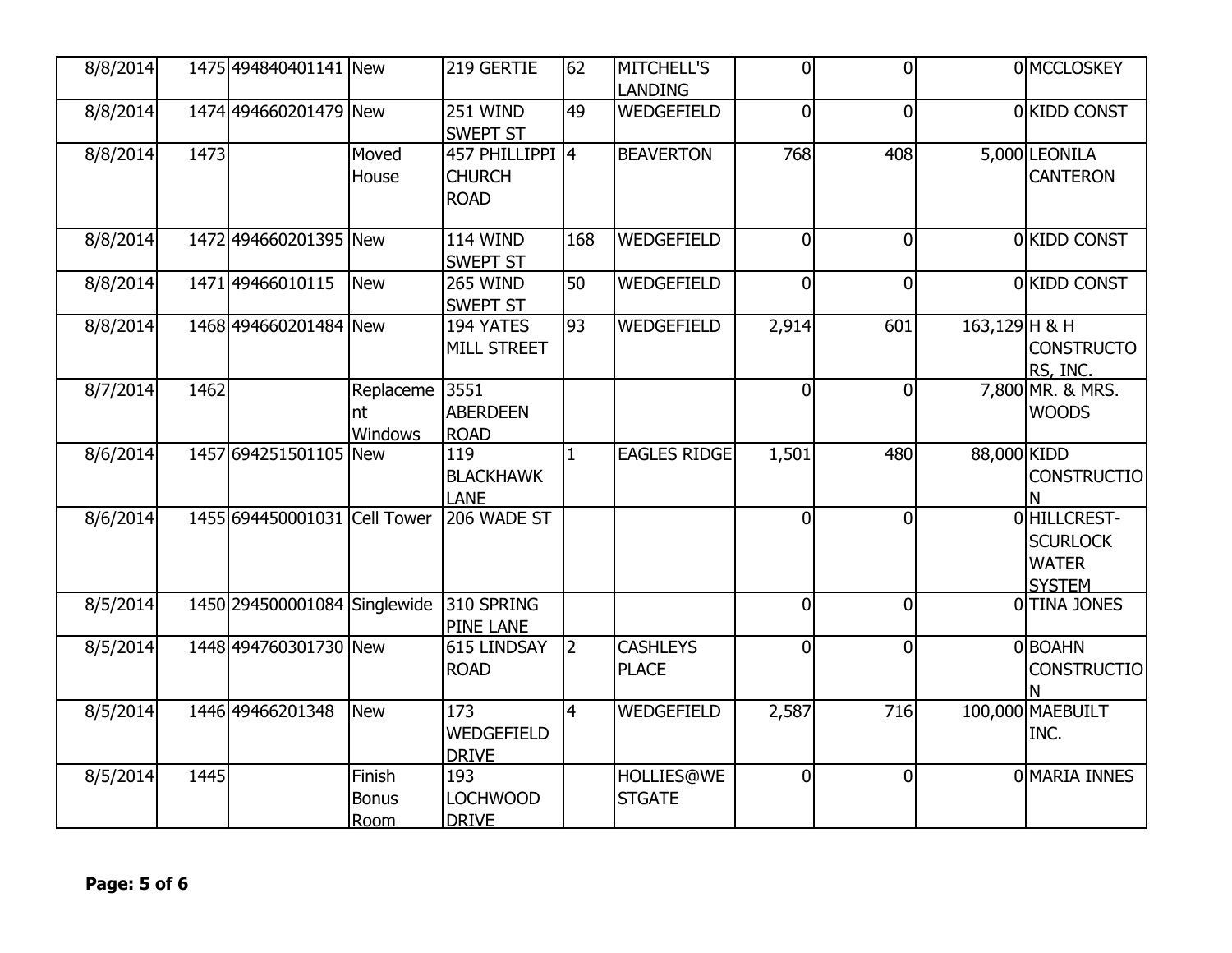| | | | | | | | | | | |
|---|---|---|---|---|---|---|---|---|---|---|
| 8/8/2014 | 1475 | 494840401141 | New | 219 GERTIE | 62 | MITCHELL'S LANDING | 0 | 0 | 0 | MCCLOSKEY |
| 8/8/2014 | 1474 | 494660201479 | New | 251 WIND SWEPT ST | 49 | WEDGEFIELD | 0 | 0 | 0 | KIDD CONST |
| 8/8/2014 | 1473 | | Moved House | 457 PHILLIPPI CHURCH ROAD | 4 | BEAVERTON | 768 | 408 | 5,000 | LEONILA CANTERON |
| 8/8/2014 | 1472 | 494660201395 | New | 114 WIND SWEPT ST | 168 | WEDGEFIELD | 0 | 0 | 0 | KIDD CONST |
| 8/8/2014 | 1471 | 49466010115 | New | 265 WIND SWEPT ST | 50 | WEDGEFIELD | 0 | 0 | 0 | KIDD CONST |
| 8/8/2014 | 1468 | 494660201484 | New | 194 YATES MILL STREET | 93 | WEDGEFIELD | 2,914 | 601 | 163,129 | H & H CONSTRUCTORS, INC. |
| 8/7/2014 | 1462 | | Replacement Windows | 3551 ABERDEEN ROAD | | | 0 | 0 | 7,800 | MR. & MRS. WOODS |
| 8/6/2014 | 1457 | 694251501105 | New | 119 BLACKHAWK LANE | 1 | EAGLES RIDGE | 1,501 | 480 | 88,000 | KIDD CONSTRUCTION |
| 8/6/2014 | 1455 | 694450001031 | Cell Tower | 206 WADE ST | | | 0 | 0 | 0 | HILLCREST-SCURLOCK WATER SYSTEM |
| 8/5/2014 | 1450 | 294500001084 | Singlewide | 310 SPRING PINE LANE | | | 0 | 0 | 0 | TINA JONES |
| 8/5/2014 | 1448 | 494760301730 | New | 615 LINDSAY ROAD | 2 | CASHLEYS PLACE | 0 | 0 | 0 | BOAHN CONSTRUCTION |
| 8/5/2014 | 1446 | 49466201348 | New | 173 WEDGEFIELD DRIVE | 4 | WEDGEFIELD | 2,587 | 716 | 100,000 | MAEBUILT INC. |
| 8/5/2014 | 1445 | | Finish Bonus Room | 193 LOCHWOOD DRIVE | | HOLLIES@WESTGATE | 0 | 0 | 0 | MARIA INNES |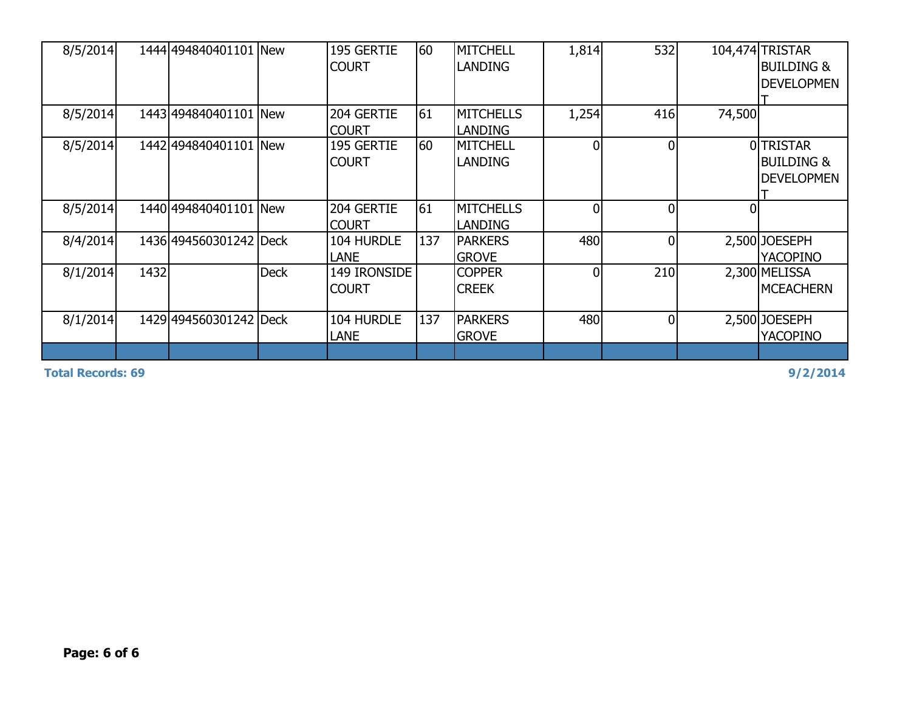| | | | | | | | | | | |
|---|---|---|---|---|---|---|---|---|---|---|
| 8/5/2014 | 1444 | 494840401101 | New | 195 GERTIE COURT | 60 | MITCHELL LANDING | 1,814 | 532 | 104,474 | TRISTAR BUILDING & DEVELOPMENT |
| 8/5/2014 | 1443 | 494840401101 | New | 204 GERTIE COURT | 61 | MITCHELLS LANDING | 1,254 | 416 | 74,500 | |
| 8/5/2014 | 1442 | 494840401101 | New | 195 GERTIE COURT | 60 | MITCHELL LANDING | 0 | 0 | 0 | TRISTAR BUILDING & DEVELOPMENT |
| 8/5/2014 | 1440 | 494840401101 | New | 204 GERTIE COURT | 61 | MITCHELLS LANDING | 0 | 0 | 0 | |
| 8/4/2014 | 1436 | 494560301242 | Deck | 104 HURDLE LANE | 137 | PARKERS GROVE | 480 | 0 | 2,500 | JOESEPH YACOPINO |
| 8/1/2014 | 1432 | | Deck | 149 IRONSIDE COURT | | COPPER CREEK | 0 | 210 | 2,300 | MELISSA MCEACHERN |
| 8/1/2014 | 1429 | 494560301242 | Deck | 104 HURDLE LANE | 137 | PARKERS GROVE | 480 | 0 | 2,500 | JOESEPH YACOPINO |
| | | | | | | | | | | |

**Total Records: 69**

**9/2/2014**